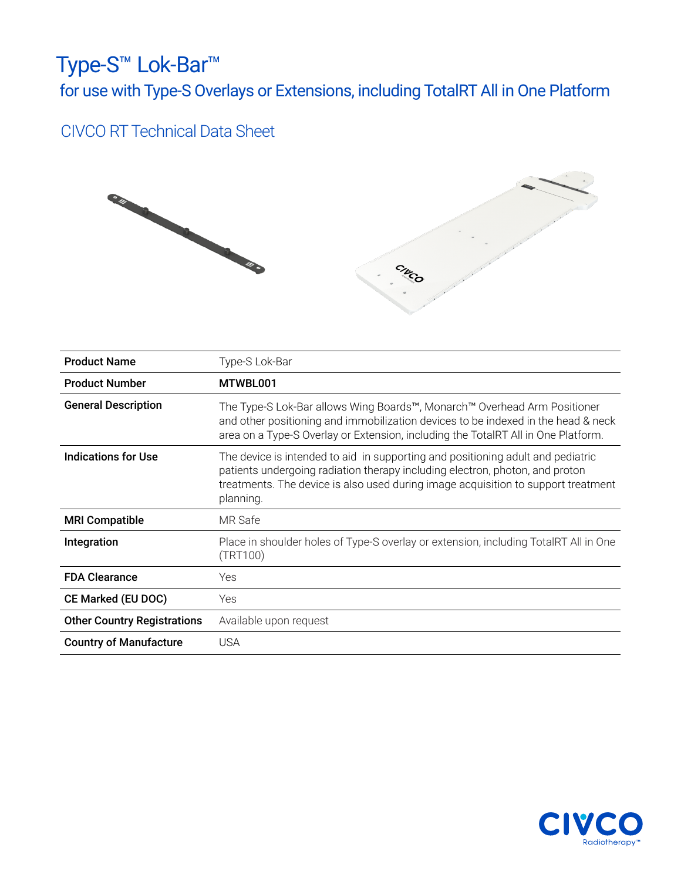# Type-S™ Lok-Bar™

## for use with Type-S Overlays or Extensions, including TotalRT All in One Platform

### CIVCO RT Technical Data Sheet

| | |
|---|---|
| **Product Name** | Type-S Lok-Bar |
| **Product Number** | **MTWBL001** |
| **General Description** | The Type-S Lok-Bar allows Wing Boards™, Monarch™ Overhead Arm Positioner and other positioning and immobilization devices to be indexed in the head & neck area on a Type-S Overlay or Extension, including the TotalRT All in One Platform. |
| **Indications for Use** | The device is intended to aid in supporting and positioning adult and pediatric patients undergoing radiation therapy including electron, photon, and proton treatments. The device is also used during image acquisition to support treatment planning. |
| **MRI Compatible** | MR Safe |
| **Integration** | Place in shoulder holes of Type-S overlay or extension, including TotalRT All in One (TRT100) |
| **FDA Clearance** | Yes |
| **CE Marked (EU DOC)** | Yes |
| **Other Country Registrations** | Available upon request |
| **Country of Manufacture** | USA |

CIVCO Radiotherapy™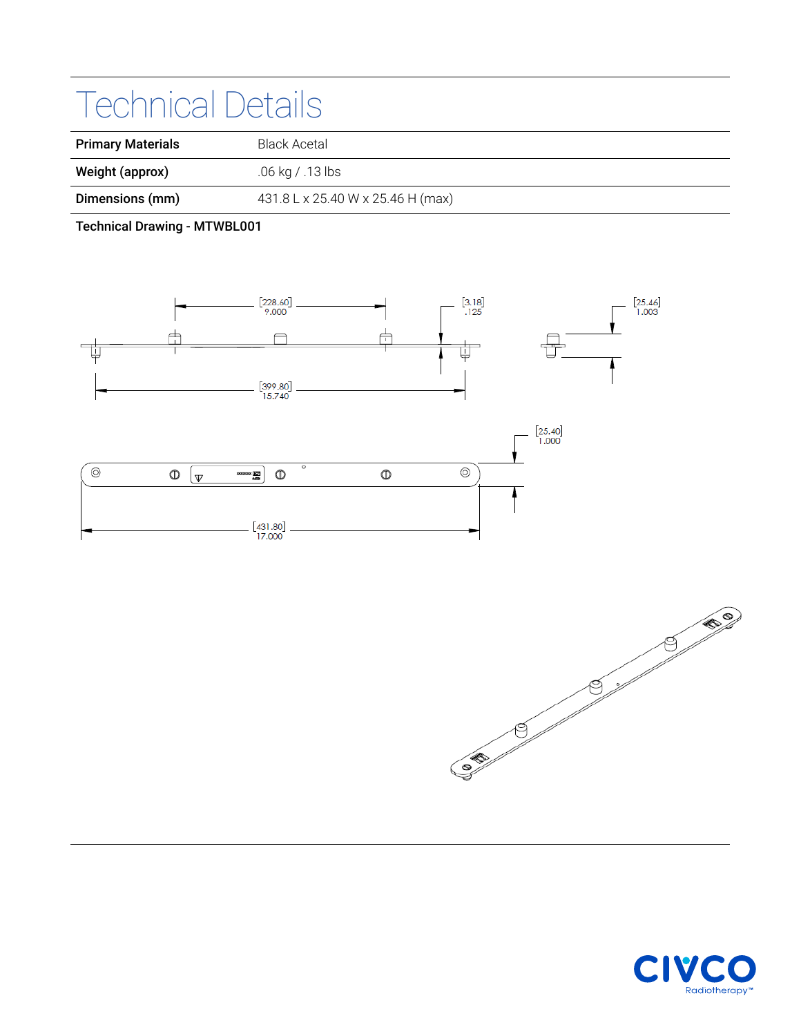# Technical Details

| Primary Materials | Black Acetal |
|---|---|
| Weight (approx) | .06 kg / .13 lbs |
| Dimensions (mm) | 431.8 L x 25.40 W x 25.46 H (max) |

**Technical Drawing - MTWBL001**

[228.60]
9.000

[3.18]
.125

[25.46]
1.003

[399.80]
15.740

[25.40]
1.000

[431.80]
17.000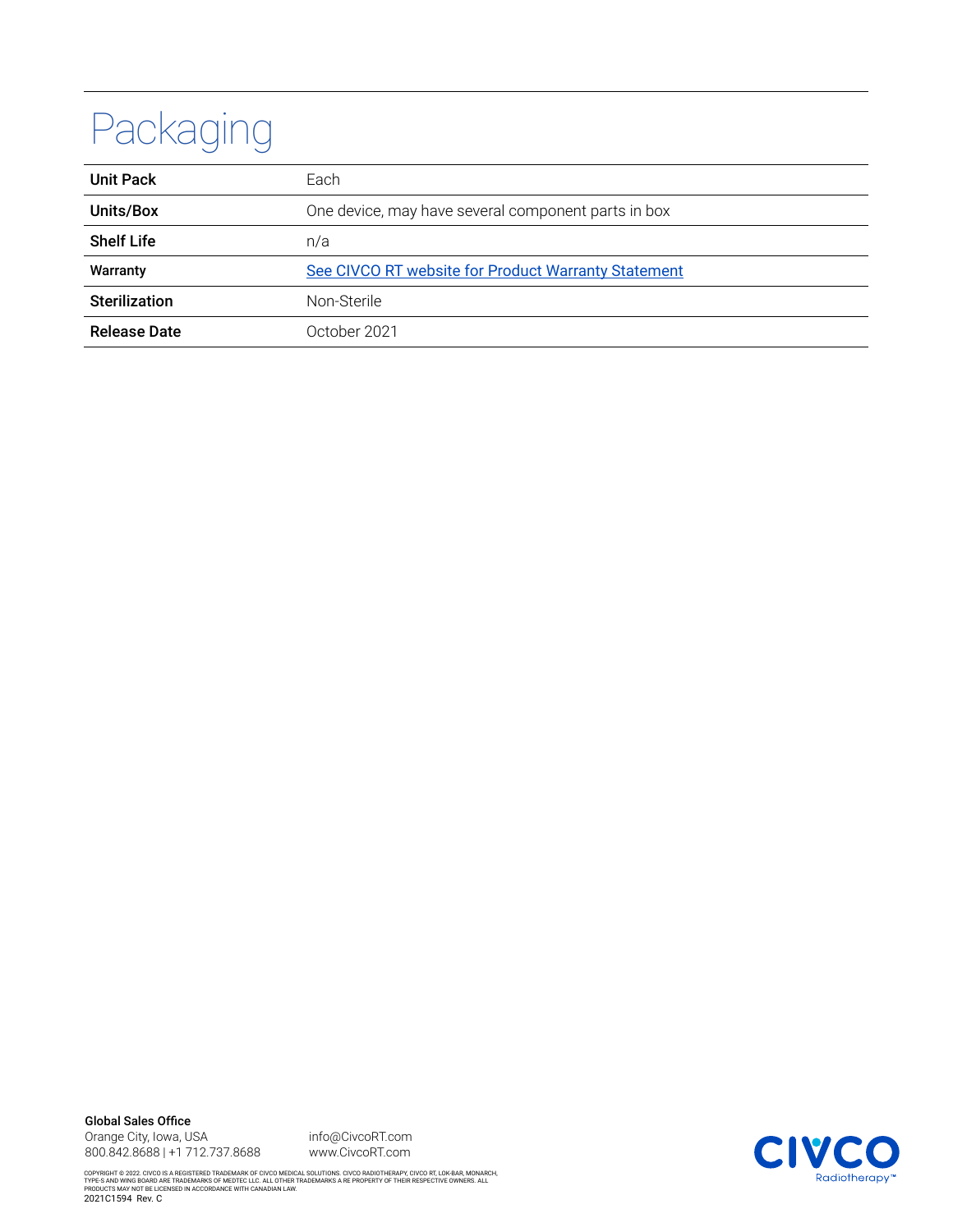# Packaging

| | |
|---|---|
| **Unit Pack** | Each |
| **Units/Box** | One device, may have several component parts in box |
| **Shelf Life** | n/a |
| **Warranty** | See CIVCO RT website for Product Warranty Statement |
| **Sterilization** | Non-Sterile |
| **Release Date** | October 2021 |

**Global Sales Office**
Orange City, Iowa, USA
800.842.8688 | +1 712.737.8688

info@CivcoRT.com
www.CivcoRT.com

COPYRIGHT © 2022. CIVCO IS A REGISTERED TRADEMARK OF CIVCO MEDICAL SOLUTIONS. CIVCO RADIOTHERAPY, CIVCO RT, LOK-BAR, MONARCH, TYPE-S AND WING BOARD ARE TRADEMARKS OF MEDTEC LLC. ALL OTHER TRADEMARKS A RE PROPERTY OF THEIR RESPECTIVE OWNERS. ALL PRODUCTS MAY NOT BE LICENSED IN ACCORDANCE WITH CANADIAN LAW.
2021C1594 Rev. C

CIVCO Radiotherapy™